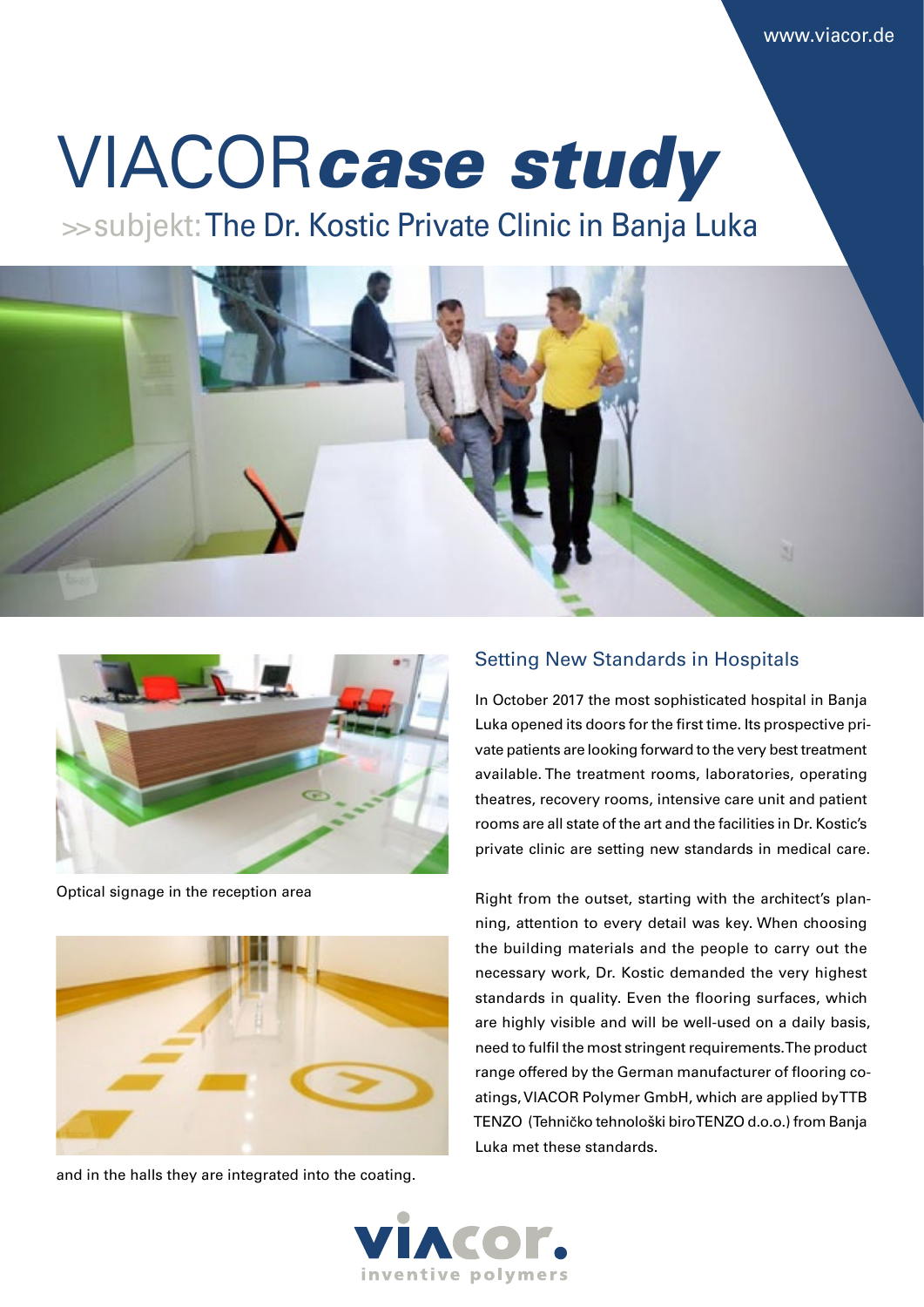www.viacor.de

# VIACOR *case study*

## >> subjekt: The Dr. Kostic Private Clinic in Banja Luka

Optical signage in the reception area

and in the halls they are integrated into the coating.

### Setting New Standards in Hospitals

In October 2017 the most sophisticated hospital in Banja Luka opened its doors for the first time. Its prospective private patients are looking forward to the very best treatment available. The treatment rooms, laboratories, operating theatres, recovery rooms, intensive care unit and patient rooms are all state of the art and the facilities in Dr. Kostic's private clinic are setting new standards in medical care.

Right from the outset, starting with the architect's planning, attention to every detail was key. When choosing the building materials and the people to carry out the necessary work, Dr. Kostic demanded the very highest standards in quality. Even the flooring surfaces, which are highly visible and will be well-used on a daily basis, need to fulfil the most stringent requirements. The product range offered by the German manufacturer of flooring coatings, VIACOR Polymer GmbH, which are applied by TTB TENZO (Tehničko tehnološki biroTENZO d.o.o.) from Banja Luka met these standards.

viacor. inventive polymers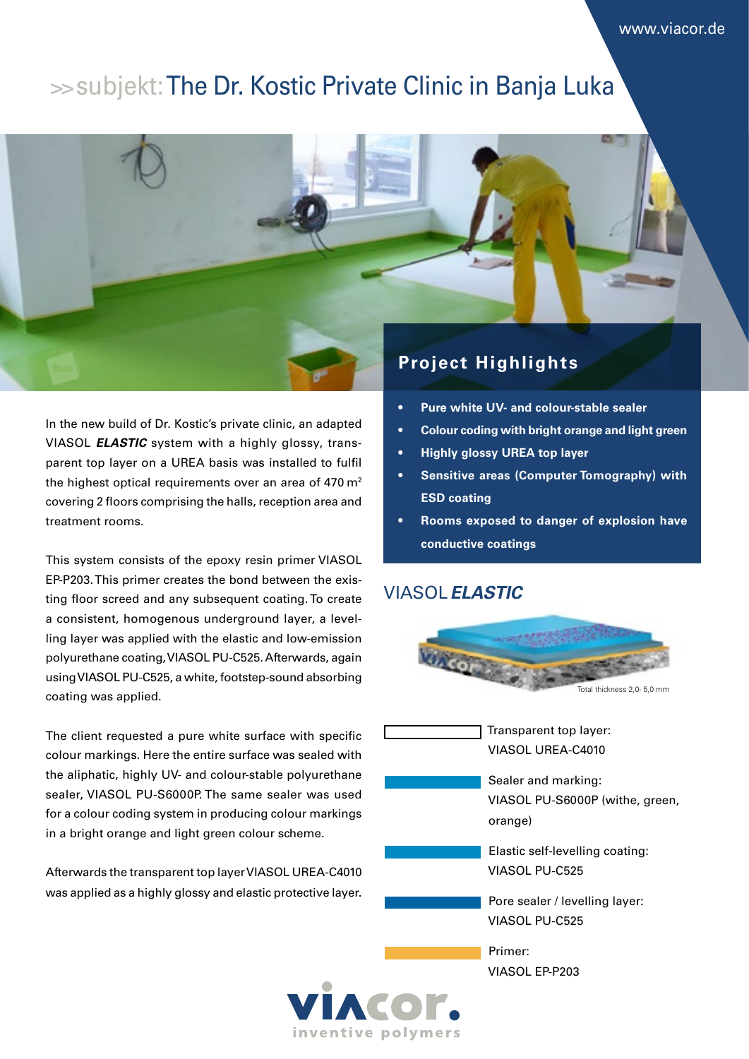# >>subjekt: The Dr. Kostic Private Clinic in Banja Luka

In the new build of Dr. Kostic's private clinic, an adapted VIASOL ***ELASTIC*** system with a highly glossy, transparent top layer on a UREA basis was installed to fulfil the highest optical requirements over an area of 470 $m^2$ covering 2 floors comprising the halls, reception area and treatment rooms.

This system consists of the epoxy resin primer VIASOL EP-P203. This primer creates the bond between the existing floor screed and any subsequent coating. To create a consistent, homogenous underground layer, a levelling layer was applied with the elastic and low-emission polyurethane coating, VIASOL PU-C525. Afterwards, again using VIASOL PU-C525, a white, footstep-sound absorbing coating was applied.

The client requested a pure white surface with specific colour markings. Here the entire surface was sealed with the aliphatic, highly UV- and colour-stable polyurethane sealer, VIASOL PU-S6000P. The same sealer was used for a colour coding system in producing colour markings in a bright orange and light green colour scheme.

Afterwards the transparent top layer VIASOL UREA-C4010 was applied as a highly glossy and elastic protective layer.

## Project Highlights

- **Pure white UV- and colour-stable sealer**
- **Colour coding with bright orange and light green**
- **Highly glossy UREA top layer**
- **Sensitive areas (Computer Tomography) with ESD coating**
- **Rooms exposed to danger of explosion have conductive coatings**

## VIASOL *ELASTIC*

Total thickness 2,0- 5,0 mm

- Transparent top layer: VIASOL UREA-C4010
- Sealer and marking: VIASOL PU-S6000P (withe, green, orange)
- Elastic self-levelling coating: VIASOL PU-C525
- Pore sealer / levelling layer: VIASOL PU-C525
- Primer: VIASOL EP-P203

viacor. inventive polymers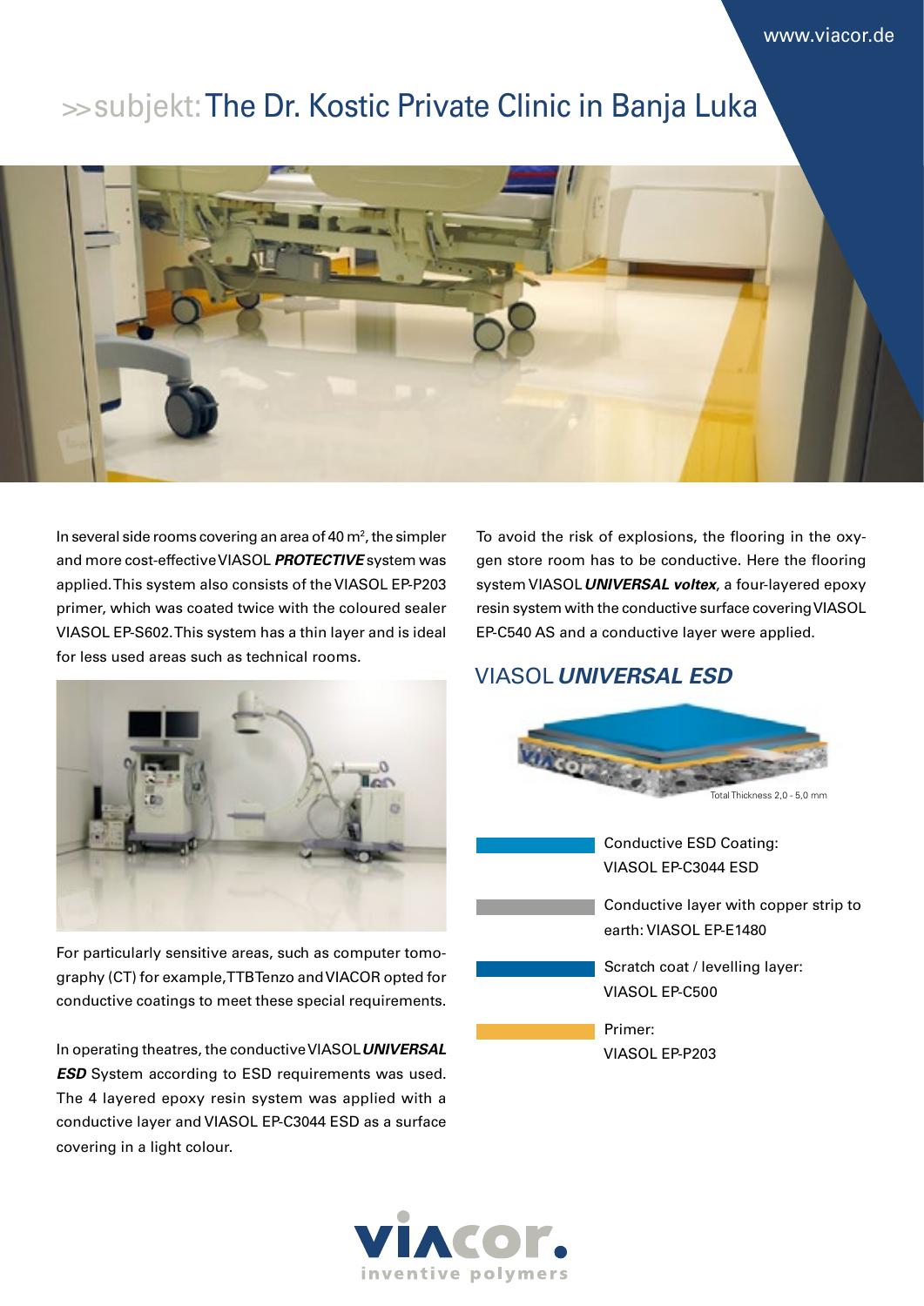# >> subjekt: The Dr. Kostic Private Clinic in Banja Luka

In several side rooms covering an area of 40 $m^2$, the simpler and more cost-effective VIASOL ***PROTECTIVE*** system was applied. This system also consists of the VIASOL EP-P203 primer, which was coated twice with the coloured sealer VIASOL EP-S602. This system has a thin layer and is ideal for less used areas such as technical rooms.

For particularly sensitive areas, such as computer tomography (CT) for example, TTB Tenzo and VIACOR opted for conductive coatings to meet these special requirements.

In operating theatres, the conductive VIASOL ***UNIVERSAL ESD*** System according to ESD requirements was used. The 4 layered epoxy resin system was applied with a conductive layer and VIASOL EP-C3044 ESD as a surface covering in a light colour.

To avoid the risk of explosions, the flooring in the oxygen store room has to be conductive. Here the flooring system VIASOL ***UNIVERSAL voltex***, a four-layered epoxy resin system with the conductive surface covering VIASOL EP-C540 AS and a conductive layer were applied.

## VIASOL ***UNIVERSAL ESD***

Total Thickness 2,0 - 5,0 mm

- Conductive ESD Coating: VIASOL EP-C3044 ESD
- Conductive layer with copper strip to earth: VIASOL EP-E1480
- Scratch coat / levelling layer: VIASOL EP-C500
- Primer: VIASOL EP-P203

viacor. inventive polymers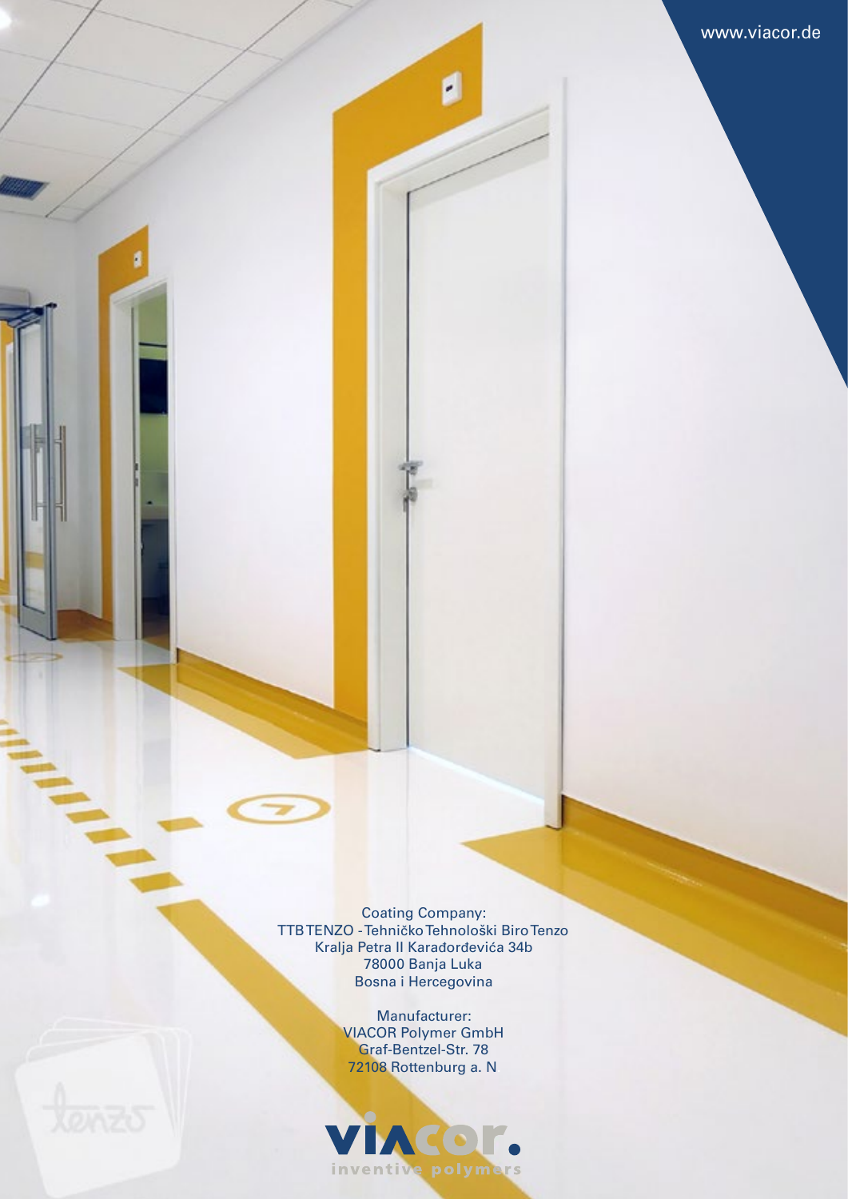www.viacor.de

Coating Company:
TTB TENZO - Tehničko Tehnološki Biro Tenzo
Kralja Petra II Karađorđevića 34b
78000 Banja Luka
Bosna i Hercegovina

Manufacturer:
VIACOR Polymer GmbH
Graf-Bentzel-Str. 78
72108 Rottenburg a. N

viacor.
inventive polymers